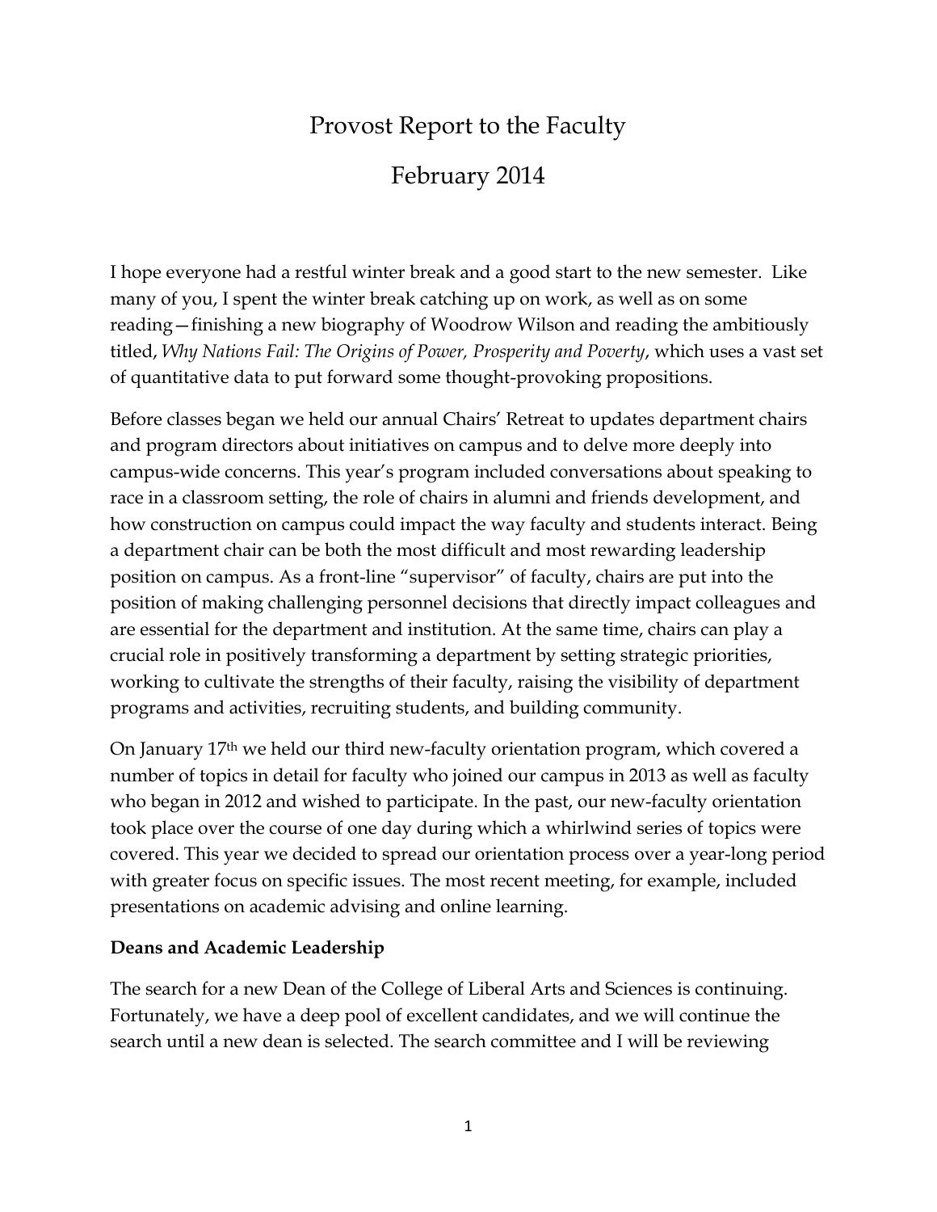# Provost Report to the Faculty

# February 2014

I hope everyone had a restful winter break and a good start to the new semester. Like many of you, I spent the winter break catching up on work, as well as on some reading—finishing a new biography of Woodrow Wilson and reading the ambitiously titled, *Why Nations Fail: The Origins of Power, Prosperity and Poverty*, which uses a vast set of quantitative data to put forward some thought-provoking propositions.

Before classes began we held our annual Chairs' Retreat to updates department chairs and program directors about initiatives on campus and to delve more deeply into campus-wide concerns. This year's program included conversations about speaking to race in a classroom setting, the role of chairs in alumni and friends development, and how construction on campus could impact the way faculty and students interact. Being a department chair can be both the most difficult and most rewarding leadership position on campus. As a front-line "supervisor" of faculty, chairs are put into the position of making challenging personnel decisions that directly impact colleagues and are essential for the department and institution. At the same time, chairs can play a crucial role in positively transforming a department by setting strategic priorities, working to cultivate the strengths of their faculty, raising the visibility of department programs and activities, recruiting students, and building community.

On January 17th we held our third new-faculty orientation program, which covered a number of topics in detail for faculty who joined our campus in 2013 as well as faculty who began in 2012 and wished to participate. In the past, our new-faculty orientation took place over the course of one day during which a whirlwind series of topics were covered. This year we decided to spread our orientation process over a year-long period with greater focus on specific issues. The most recent meeting, for example, included presentations on academic advising and online learning.

**Deans and Academic Leadership**

The search for a new Dean of the College of Liberal Arts and Sciences is continuing. Fortunately, we have a deep pool of excellent candidates, and we will continue the search until a new dean is selected. The search committee and I will be reviewing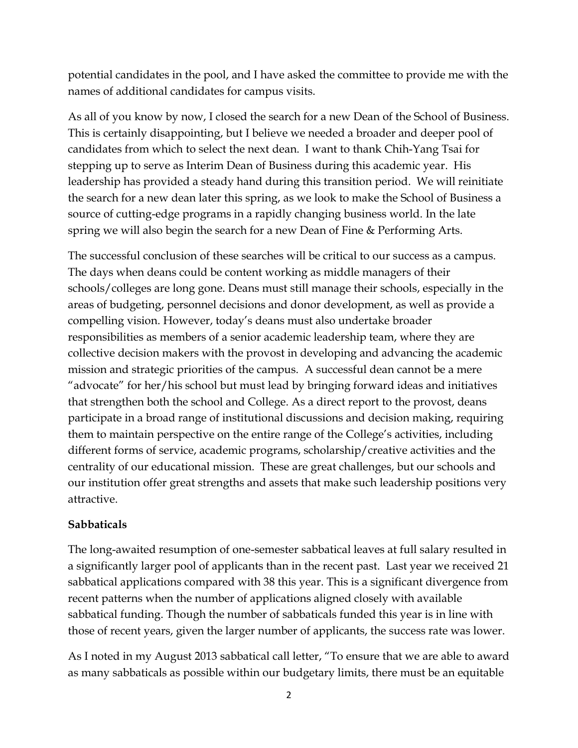potential candidates in the pool, and I have asked the committee to provide me with the names of additional candidates for campus visits.

As all of you know by now, I closed the search for a new Dean of the School of Business. This is certainly disappointing, but I believe we needed a broader and deeper pool of candidates from which to select the next dean. I want to thank Chih-Yang Tsai for stepping up to serve as Interim Dean of Business during this academic year. His leadership has provided a steady hand during this transition period. We will reinitiate the search for a new dean later this spring, as we look to make the School of Business a source of cutting-edge programs in a rapidly changing business world. In the late spring we will also begin the search for a new Dean of Fine & Performing Arts.

The successful conclusion of these searches will be critical to our success as a campus. The days when deans could be content working as middle managers of their schools/colleges are long gone. Deans must still manage their schools, especially in the areas of budgeting, personnel decisions and donor development, as well as provide a compelling vision. However, today's deans must also undertake broader responsibilities as members of a senior academic leadership team, where they are collective decision makers with the provost in developing and advancing the academic mission and strategic priorities of the campus. A successful dean cannot be a mere "advocate" for her/his school but must lead by bringing forward ideas and initiatives that strengthen both the school and College. As a direct report to the provost, deans participate in a broad range of institutional discussions and decision making, requiring them to maintain perspective on the entire range of the College's activities, including different forms of service, academic programs, scholarship/creative activities and the centrality of our educational mission. These are great challenges, but our schools and our institution offer great strengths and assets that make such leadership positions very attractive.

**Sabbaticals**

The long-awaited resumption of one-semester sabbatical leaves at full salary resulted in a significantly larger pool of applicants than in the recent past. Last year we received 21 sabbatical applications compared with 38 this year. This is a significant divergence from recent patterns when the number of applications aligned closely with available sabbatical funding. Though the number of sabbaticals funded this year is in line with those of recent years, given the larger number of applicants, the success rate was lower.

As I noted in my August 2013 sabbatical call letter, "To ensure that we are able to award as many sabbaticals as possible within our budgetary limits, there must be an equitable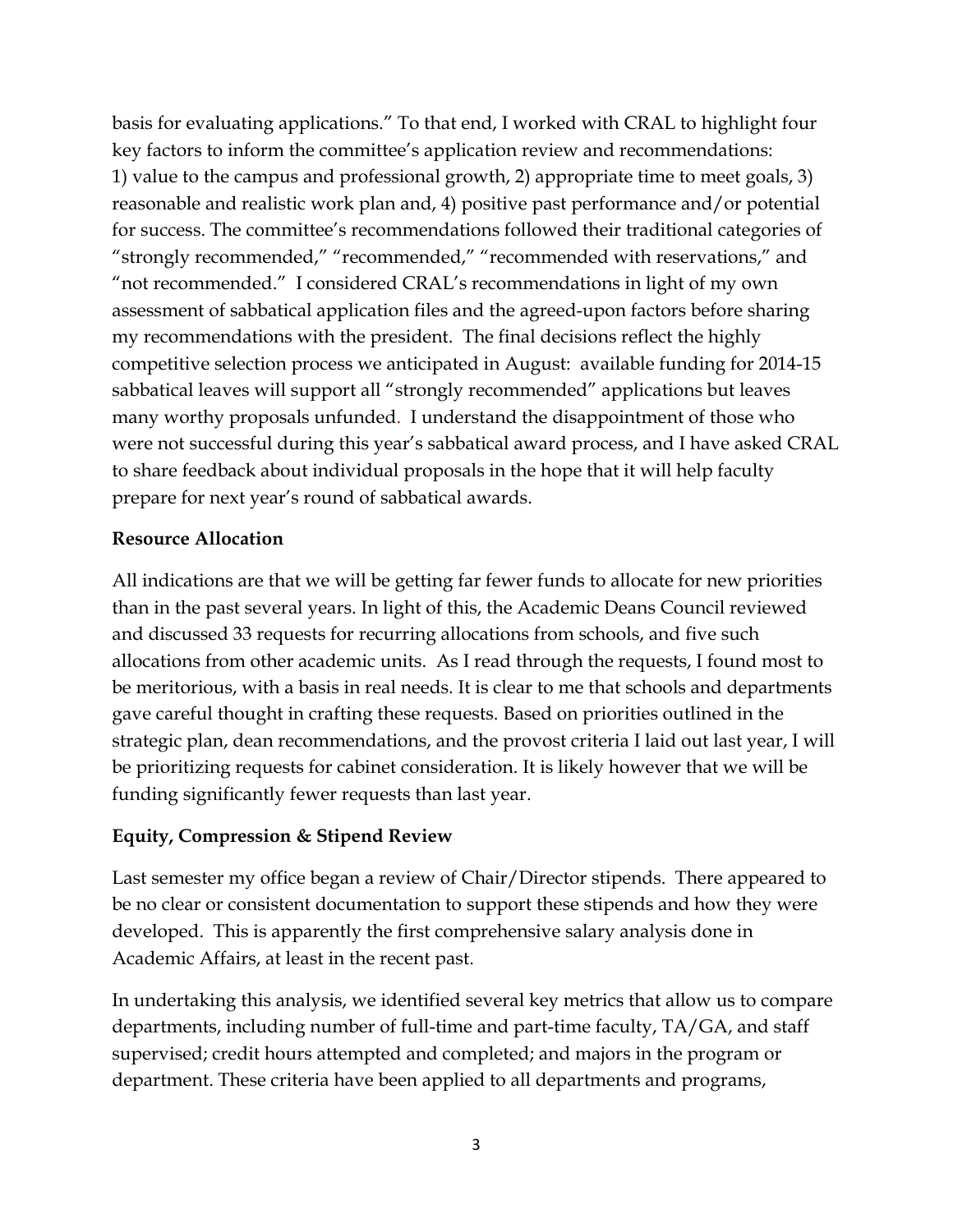basis for evaluating applications." To that end, I worked with CRAL to highlight four key factors to inform the committee's application review and recommendations: 1) value to the campus and professional growth, 2) appropriate time to meet goals, 3) reasonable and realistic work plan and, 4) positive past performance and/or potential for success. The committee's recommendations followed their traditional categories of "strongly recommended," "recommended," "recommended with reservations," and "not recommended." I considered CRAL's recommendations in light of my own assessment of sabbatical application files and the agreed-upon factors before sharing my recommendations with the president. The final decisions reflect the highly competitive selection process we anticipated in August: available funding for 2014-15 sabbatical leaves will support all "strongly recommended" applications but leaves many worthy proposals unfunded. I understand the disappointment of those who were not successful during this year's sabbatical award process, and I have asked CRAL to share feedback about individual proposals in the hope that it will help faculty prepare for next year's round of sabbatical awards.

**Resource Allocation**

All indications are that we will be getting far fewer funds to allocate for new priorities than in the past several years. In light of this, the Academic Deans Council reviewed and discussed 33 requests for recurring allocations from schools, and five such allocations from other academic units. As I read through the requests, I found most to be meritorious, with a basis in real needs. It is clear to me that schools and departments gave careful thought in crafting these requests. Based on priorities outlined in the strategic plan, dean recommendations, and the provost criteria I laid out last year, I will be prioritizing requests for cabinet consideration. It is likely however that we will be funding significantly fewer requests than last year.

**Equity, Compression & Stipend Review**

Last semester my office began a review of Chair/Director stipends. There appeared to be no clear or consistent documentation to support these stipends and how they were developed. This is apparently the first comprehensive salary analysis done in Academic Affairs, at least in the recent past.

In undertaking this analysis, we identified several key metrics that allow us to compare departments, including number of full-time and part-time faculty, TA/GA, and staff supervised; credit hours attempted and completed; and majors in the program or department. These criteria have been applied to all departments and programs,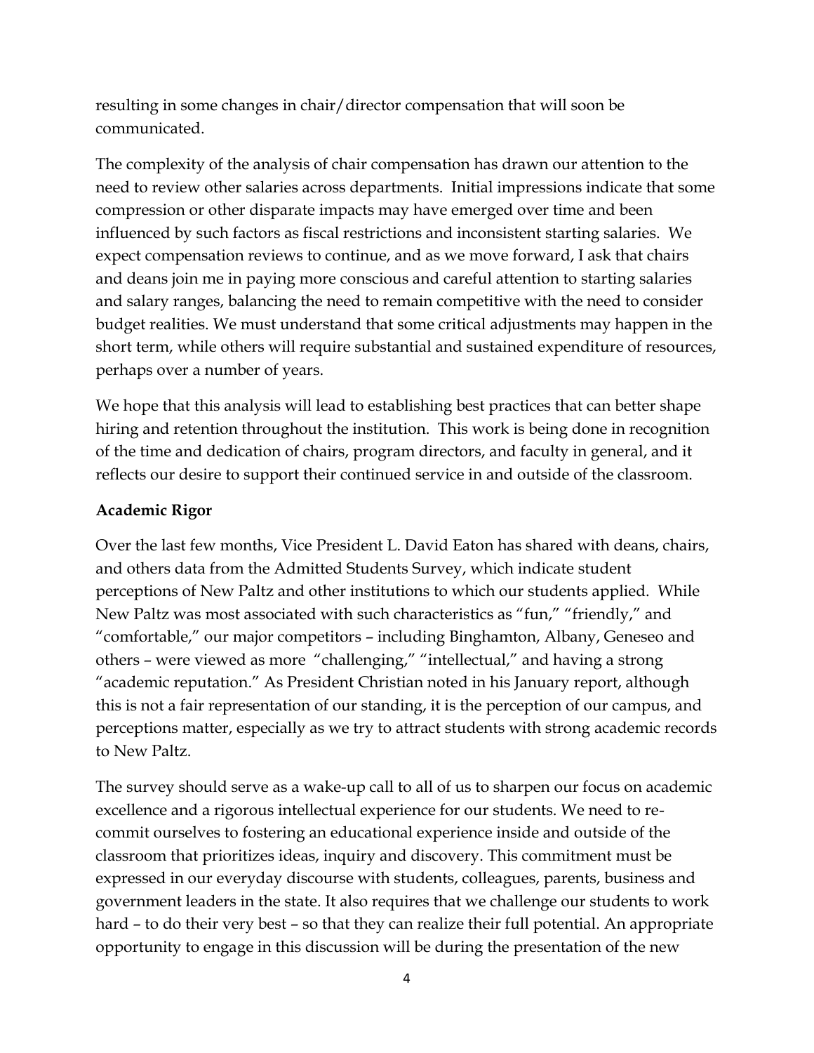resulting in some changes in chair/director compensation that will soon be communicated.

The complexity of the analysis of chair compensation has drawn our attention to the need to review other salaries across departments. Initial impressions indicate that some compression or other disparate impacts may have emerged over time and been influenced by such factors as fiscal restrictions and inconsistent starting salaries. We expect compensation reviews to continue, and as we move forward, I ask that chairs and deans join me in paying more conscious and careful attention to starting salaries and salary ranges, balancing the need to remain competitive with the need to consider budget realities. We must understand that some critical adjustments may happen in the short term, while others will require substantial and sustained expenditure of resources, perhaps over a number of years.

We hope that this analysis will lead to establishing best practices that can better shape hiring and retention throughout the institution. This work is being done in recognition of the time and dedication of chairs, program directors, and faculty in general, and it reflects our desire to support their continued service in and outside of the classroom.

**Academic Rigor**

Over the last few months, Vice President L. David Eaton has shared with deans, chairs, and others data from the Admitted Students Survey, which indicate student perceptions of New Paltz and other institutions to which our students applied. While New Paltz was most associated with such characteristics as "fun," "friendly," and "comfortable," our major competitors – including Binghamton, Albany, Geneseo and others – were viewed as more "challenging," "intellectual," and having a strong "academic reputation." As President Christian noted in his January report, although this is not a fair representation of our standing, it is the perception of our campus, and perceptions matter, especially as we try to attract students with strong academic records to New Paltz.

The survey should serve as a wake-up call to all of us to sharpen our focus on academic excellence and a rigorous intellectual experience for our students. We need to re-commit ourselves to fostering an educational experience inside and outside of the classroom that prioritizes ideas, inquiry and discovery. This commitment must be expressed in our everyday discourse with students, colleagues, parents, business and government leaders in the state. It also requires that we challenge our students to work hard – to do their very best – so that they can realize their full potential. An appropriate opportunity to engage in this discussion will be during the presentation of the new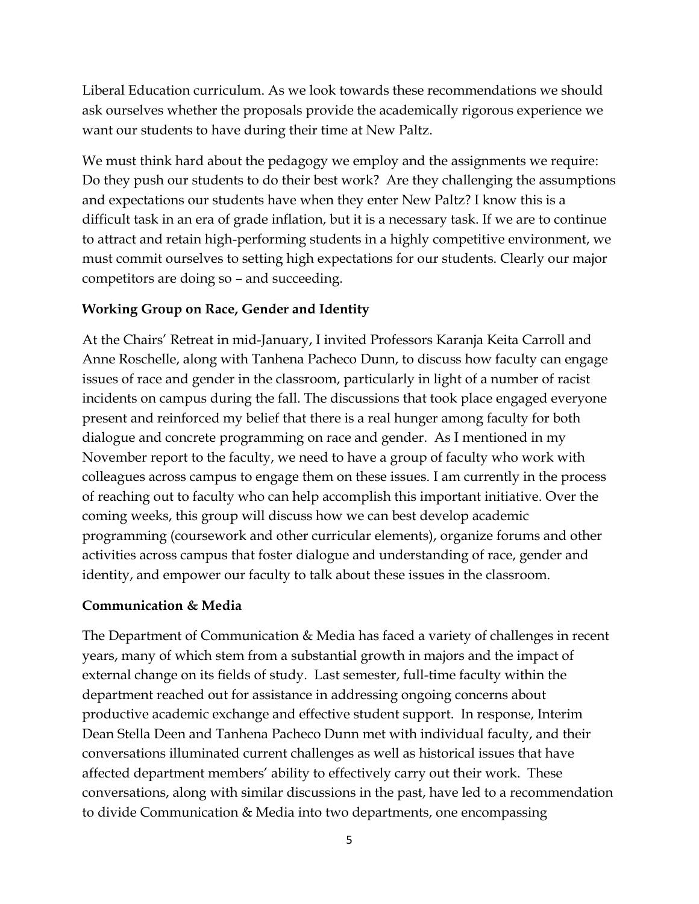Liberal Education curriculum. As we look towards these recommendations we should ask ourselves whether the proposals provide the academically rigorous experience we want our students to have during their time at New Paltz.

We must think hard about the pedagogy we employ and the assignments we require: Do they push our students to do their best work? Are they challenging the assumptions and expectations our students have when they enter New Paltz? I know this is a difficult task in an era of grade inflation, but it is a necessary task. If we are to continue to attract and retain high-performing students in a highly competitive environment, we must commit ourselves to setting high expectations for our students. Clearly our major competitors are doing so – and succeeding.

**Working Group on Race, Gender and Identity**

At the Chairs' Retreat in mid-January, I invited Professors Karanja Keita Carroll and Anne Roschelle, along with Tanhena Pacheco Dunn, to discuss how faculty can engage issues of race and gender in the classroom, particularly in light of a number of racist incidents on campus during the fall. The discussions that took place engaged everyone present and reinforced my belief that there is a real hunger among faculty for both dialogue and concrete programming on race and gender. As I mentioned in my November report to the faculty, we need to have a group of faculty who work with colleagues across campus to engage them on these issues. I am currently in the process of reaching out to faculty who can help accomplish this important initiative. Over the coming weeks, this group will discuss how we can best develop academic programming (coursework and other curricular elements), organize forums and other activities across campus that foster dialogue and understanding of race, gender and identity, and empower our faculty to talk about these issues in the classroom.

**Communication & Media**

The Department of Communication & Media has faced a variety of challenges in recent years, many of which stem from a substantial growth in majors and the impact of external change on its fields of study. Last semester, full-time faculty within the department reached out for assistance in addressing ongoing concerns about productive academic exchange and effective student support. In response, Interim Dean Stella Deen and Tanhena Pacheco Dunn met with individual faculty, and their conversations illuminated current challenges as well as historical issues that have affected department members' ability to effectively carry out their work. These conversations, along with similar discussions in the past, have led to a recommendation to divide Communication & Media into two departments, one encompassing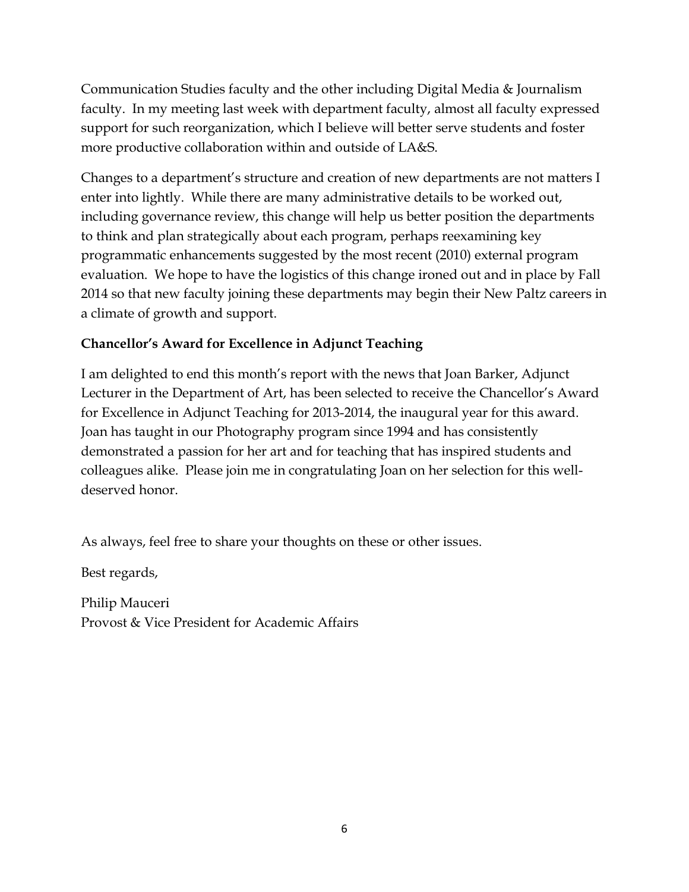Communication Studies faculty and the other including Digital Media & Journalism faculty. In my meeting last week with department faculty, almost all faculty expressed support for such reorganization, which I believe will better serve students and foster more productive collaboration within and outside of LA&S.

Changes to a department's structure and creation of new departments are not matters I enter into lightly. While there are many administrative details to be worked out, including governance review, this change will help us better position the departments to think and plan strategically about each program, perhaps reexamining key programmatic enhancements suggested by the most recent (2010) external program evaluation. We hope to have the logistics of this change ironed out and in place by Fall 2014 so that new faculty joining these departments may begin their New Paltz careers in a climate of growth and support.

**Chancellor's Award for Excellence in Adjunct Teaching**

I am delighted to end this month's report with the news that Joan Barker, Adjunct Lecturer in the Department of Art, has been selected to receive the Chancellor's Award for Excellence in Adjunct Teaching for 2013-2014, the inaugural year for this award. Joan has taught in our Photography program since 1994 and has consistently demonstrated a passion for her art and for teaching that has inspired students and colleagues alike. Please join me in congratulating Joan on her selection for this well-deserved honor.

As always, feel free to share your thoughts on these or other issues.

Best regards,

Philip Mauceri
Provost & Vice President for Academic Affairs